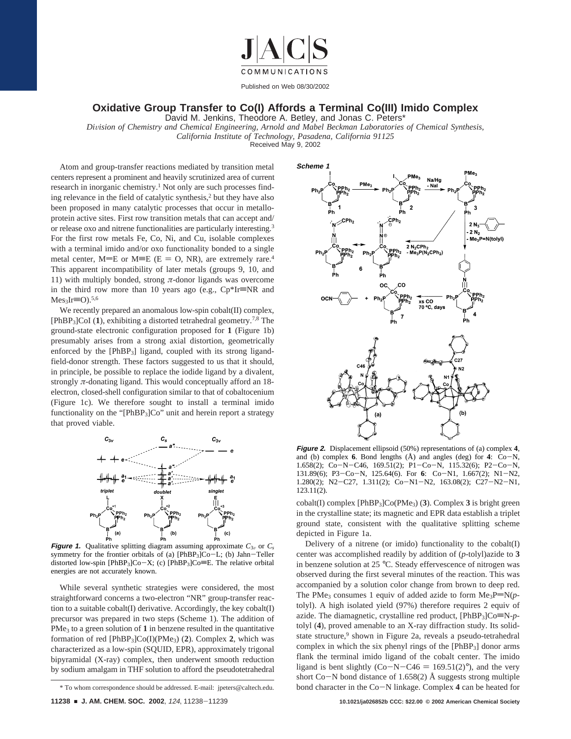# Oxidative Group Transfer to Co(I) Affords a Terminal Co(III) Imido Complex

David M. Jenkins, Theodore A. Betley, and Jonas C. Peters*

*Division of Chemistry and Chemical Engineering, Arnold and Mabel Beckman Laboratories of Chemical Synthesis, California Institute of Technology, Pasadena, California 91125*

Received May 9, 2002

Atom and group-transfer reactions mediated by transition metal centers represent a prominent and heavily scrutinized area of current research in inorganic chemistry.[1] Not only are such processes finding relevance in the field of catalytic synthesis,[2] but they have also been proposed in many catalytic processes that occur in metalloprotein active sites. First row transition metals that can accept and/or release oxo and nitrene functionalities are particularly interesting.[3] For the first row metals Fe, Co, Ni, and Cu, isolable complexes with a terminal imido and/or oxo functionality bonded to a single metal center, M=E or M≡E (E = O, NR), are extremely rare.[4] This apparent incompatibility of later metals (groups 9, 10, and 11) with multiply bonded, strong π-donor ligands was overcome in the third row more than 10 years ago (e.g., Cp*Ir≡NR and $Mes_3$Ir≡O).[5,6]

We recently prepared an anomalous low-spin cobalt(II) complex, $[PhBP_3]$CoI (**1**), exhibiting a distorted tetrahedral geometry.[7,8] The ground-state electronic configuration proposed for **1** (Figure 1b) presumably arises from a strong axial distortion, geometrically enforced by the $[PhBP_3]$ ligand, coupled with its strong ligand-field-donor strength. These factors suggested to us that it should, in principle, be possible to replace the iodide ligand by a divalent, strongly π-donating ligand. This would conceptually afford an 18-electron, closed-shell configuration similar to that of cobaltocenium (Figure 1c). We therefore sought to install a terminal imido functionality on the "$[PhBP_3]$Co" unit and herein report a strategy that proved viable.

**Figure 1.** Qualitative splitting diagram assuming approximate $C_{3v}$ or $C_s$ symmetry for the frontier orbitals of (a) $[PhBP_3]$Co−L; (b) Jahn−Teller distorted low-spin $[PhBP_3]$Co−X; (c) $[PhBP_3]$Co≡E. The relative orbital energies are not accurately known.

While several synthetic strategies were considered, the most straightforward concerns a two-electron "NR" group-transfer reaction to a suitable cobalt(I) derivative. Accordingly, the key cobalt(I) precursor was prepared in two steps (Scheme 1). The addition of $PMe_3$ to a green solution of **1** in benzene resulted in the quantitative formation of red $[PhBP_3]$Co(I)($PMe_3$) (**2**). Complex **2**, which was characterized as a low-spin (SQUID, EPR), approximately trigonal bipyramidal (X-ray) complex, then underwent smooth reduction by sodium amalgam in THF solution to afford the pseudotetrahedral cobalt(I) complex $[PhBP_3]$Co($PMe_3$) (**3**). Complex **3** is bright green in the crystalline state; its magnetic and EPR data establish a triplet ground state, consistent with the qualitative splitting scheme depicted in Figure 1a.

**Scheme 1**

**Figure 2.** Displacement ellipsoid (50%) representations of (a) complex **4**, and (b) complex **6**. Bond lengths (Å) and angles (deg) for **4**: Co−N, 1.658(2); Co−N−C46, 169.51(2); P1−Co−N, 115.32(6); P2−Co−N, 131.89(6); P3−Co−N, 125.64(6). For **6**: Co−N1, 1.667(2); N1−N2, 1.280(2); N2−C27, 1.311(2); Co−N1−N2, 163.08(2); C27−N2−N1, 123.11(2).

Delivery of a nitrene (or imido) functionality to the cobalt(I) center was accomplished readily by addition of (*p*-tolyl)azide to **3** in benzene solution at 25 °C. Steady effervescence of nitrogen was observed during the first several minutes of the reaction. This was accompanied by a solution color change from brown to deep red. The $PMe_3$ consumes 1 equiv of added azide to form $Me_3$P=N(*p*-tolyl). A high isolated yield (97%) therefore requires 2 equiv of azide. The diamagnetic, crystalline red product, $[PhBP_3]$Co≡N-*p*-tolyl (**4**), proved amenable to an X-ray diffraction study. Its solid-state structure,[9] shown in Figure 2a, reveals a pseudo-tetrahedral complex in which the six phenyl rings of the $[PhBP_3]$ donor arms flank the terminal imido ligand of the cobalt center. The imido ligand is bent slightly (Co−N−C46 = 169.51(2)°), and the very short Co−N bond distance of 1.658(2) Å suggests strong multiple bond character in the Co−N linkage. Complex **4** can be heated for

\* To whom correspondence should be addressed. E-mail: jpeters@caltech.edu.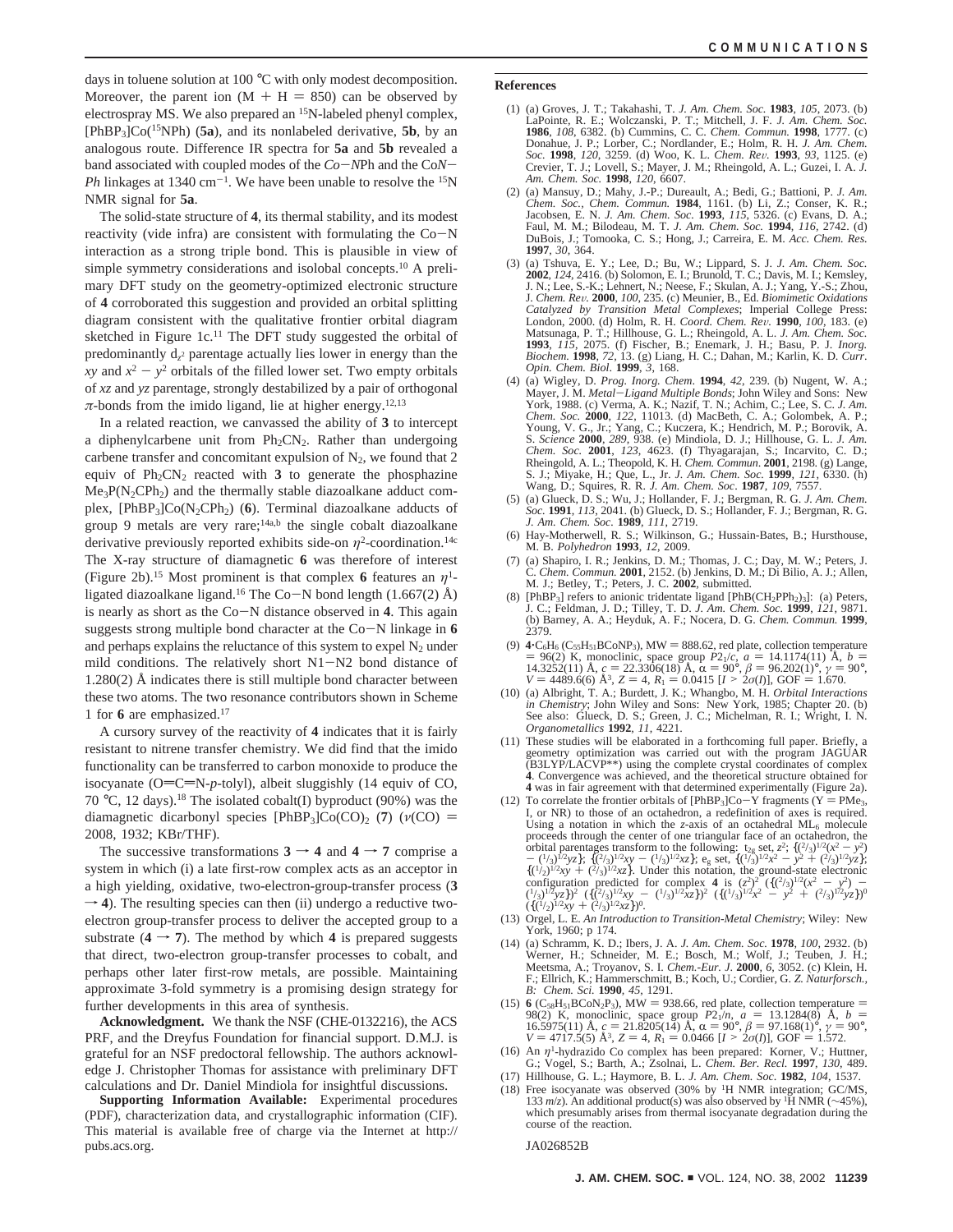days in toluene solution at 100 °C with only modest decomposition. Moreover, the parent ion (M + H = 850) can be observed by electrospray MS. We also prepared an $^{15}$N-labeled phenyl complex, $[PhBP_3]Co(^{15}NPh)$ (**5a**), and its nonlabeled derivative, **5b**, by an analogous route. Difference IR spectra for **5a** and **5b** revealed a band associated with coupled modes of the *Co*−*N*Ph and the Co*N*−*Ph* linkages at 1340 cm$^{-1}$. We have been unable to resolve the $^{15}$N NMR signal for **5a**.

The solid-state structure of **4**, its thermal stability, and its modest reactivity (vide infra) are consistent with formulating the Co−N interaction as a strong triple bond. This is plausible in view of simple symmetry considerations and isolobal concepts.[10] A preliminary DFT study on the geometry-optimized electronic structure of **4** corroborated this suggestion and provided an orbital splitting diagram consistent with the qualitative frontier orbital diagram sketched in Figure 1c.[11] The DFT study suggested the orbital of predominantly $d_{z^2}$ parentage actually lies lower in energy than the $xy$ and $x^2 - y^2$ orbitals of the filled lower set. Two empty orbitals of $xz$ and $yz$ parentage, strongly destabilized by a pair of orthogonal $\pi$-bonds from the imido ligand, lie at higher energy.[12,13]

In a related reaction, we canvassed the ability of **3** to intercept a diphenylcarbene unit from $Ph_2CN_2$. Rather than undergoing carbene transfer and concomitant expulsion of $N_2$, we found that 2 equiv of $Ph_2CN_2$ reacted with **3** to generate the phosphazine $Me_3P(N_2CPh_2)$ and the thermally stable diazoalkane adduct complex, $[PhBP_3]Co(N_2CPh_2)$ (**6**). Terminal diazoalkane adducts of group 9 metals are very rare;[14a,b] the single cobalt diazoalkane derivative previously reported exhibits side-on $\eta^2$-coordination.[14c] The X-ray structure of diamagnetic **6** was therefore of interest (Figure 2b).[15] Most prominent is that complex **6** features an $\eta^1$-ligated diazoalkane ligand.[16] The Co−N bond length (1.667(2) Å) is nearly as short as the Co−N distance observed in **4**. This again suggests strong multiple bond character at the Co−N linkage in **6** and perhaps explains the reluctance of this system to expel $N_2$ under mild conditions. The relatively short N1−N2 bond distance of 1.280(2) Å indicates there is still multiple bond character between these two atoms. The two resonance contributors shown in Scheme 1 for **6** are emphasized.[17]

A cursory survey of the reactivity of **4** indicates that it is fairly resistant to nitrene transfer chemistry. We did find that the imido functionality can be transferred to carbon monoxide to produce the isocyanate (O=C=N-*p*-tolyl), albeit sluggishly (14 equiv of CO, 70 °C, 12 days).[18] The isolated cobalt(I) byproduct (90%) was the diamagnetic dicarbonyl species $[PhBP_3]Co(CO)_2$ (**7**) ($\nu$(CO) = 2008, 1932; KBr/THF).

The successive transformations **3** → **4** and **4** → **7** comprise a system in which (i) a late first-row complex acts as an acceptor in a high yielding, oxidative, two-electron-group-transfer process (**3** → **4**). The resulting species can then (ii) undergo a reductive two-electron group-transfer process to deliver the accepted group to a substrate (**4** → **7**). The method by which **4** is prepared suggests that direct, two-electron group-transfer processes to cobalt, and perhaps other later first-row metals, are possible. Maintaining approximate 3-fold symmetry is a promising design strategy for further developments in this area of synthesis.

**Acknowledgment.** We thank the NSF (CHE-0132216), the ACS PRF, and the Dreyfus Foundation for financial support. D.M.J. is grateful for an NSF predoctoral fellowship. The authors acknowledge J. Christopher Thomas for assistance with preliminary DFT calculations and Dr. Daniel Mindiola for insightful discussions.

**Supporting Information Available:** Experimental procedures (PDF), characterization data, and crystallographic information (CIF). This material is available free of charge via the Internet at http://pubs.acs.org.

## References

(1) (a) Groves, J. T.; Takahashi, T. *J. Am. Chem. Soc.* **1983**, *105*, 2073. (b) LaPointe, R. E.; Wolczanski, P. T.; Mitchell, J. F. *J. Am. Chem. Soc.* **1986**, *108*, 6382. (b) Cummins, C. C. *Chem. Commun.* **1998**, 1777. (c) Donahue, J. P.; Lorber, C.; Nordlander, E.; Holm, R. H. *J. Am. Chem. Soc.* **1998**, *120*, 3259. (d) Woo, K. L. *Chem. Rev.* **1993**, *93*, 1125. (e) Crevier, T. J.; Lovell, S.; Mayer, J. M.; Rheingold, A. L.; Guzei, I. A. *J. Am. Chem. Soc.* **1998**, *120*, 6607.

(2) (a) Mansuy, D.; Mahy, J.-P.; Dureault, A.; Bedi, G.; Battioni, P. *J. Am. Chem. Soc., Chem. Commun.* **1984**, 1161. (b) Li, Z.; Conser, K. R.; Jacobsen, E. N. *J. Am. Chem. Soc.* **1993**, *115*, 5326. (c) Evans, D. A.; Faul, M. M.; Bilodeau, M. T. *J. Am. Chem. Soc.* **1994**, *116*, 2742. (d) DuBois, J.; Tomooka, C. S.; Hong, J.; Carreira, E. M. *Acc. Chem. Res.* **1997**, *30*, 364.

(3) (a) Tshuva, E. Y.; Lee, D.; Bu, W.; Lippard, S. J. *J. Am. Chem. Soc.* **2002**, *124*, 2416. (b) Solomon, E. I.; Brunold, T. C.; Davis, M. I.; Kemsley, J. N.; Lee, S.-K.; Lehnert, N.; Neese, F.; Skulan, A. J.; Yang, Y.-S.; Zhou, J. *Chem. Rev.* **2000**, *100*, 235. (c) Meunier, B., Ed. *Biomimetic Oxidations Catalyzed by Transition Metal Complexes*; Imperial College Press: London, 2000. (d) Holm, R. H. *Coord. Chem. Rev.* **1990**, *100*, 183. (e) Matsunaga, P. T.; Hillhouse, G. L.; Rheingold, A. L. *J. Am. Chem. Soc.* **1993**, *115*, 2075. (f) Fischer, B.; Enemark, J. H.; Basu, P. J. *Inorg. Biochem.* **1998**, *72*, 13. (g) Liang, H. C.; Dahan, M.; Karlin, K. D. *Curr. Opin. Chem. Biol.* **1999**, *3*, 168.

(4) (a) Wigley, D. *Prog. Inorg. Chem.* **1994**, *42*, 239. (b) Nugent, W. A.; Mayer, J. M. *Metal−Ligand Multiple Bonds*; John Wiley and Sons: New York, 1988. (c) Verma, A. K.; Nazif, T. N.; Achim, C.; Lee, S. C. *J. Am. Chem. Soc.* **2000**, *122*, 11013. (d) MacBeth, C. A.; Golombek, A. P.; Young, V. G., Jr.; Yang, C.; Kuczera, K.; Hendrich, M. P.; Borovik, A. S. *Science* **2000**, *289*, 938. (e) Mindiola, D. J.; Hillhouse, G. L. *J. Am. Chem. Soc.* **2001**, *123*, 4623. (f) Thyagarajan, S.; Incarvito, C. D.; Rheingold, A. L.; Theopold, K. H. *Chem. Commun.* **2001**, 2198. (g) Lange, S. J.; Miyake, H.; Que, L., Jr. *J. Am. Chem. Soc.* **1999**, *121*, 6330. (h) Wang, D.; Squires, R. R. *J. Am. Chem. Soc.* **1987**, *109*, 7557.

(5) (a) Glueck, D. S.; Wu, J.; Hollander, F. J.; Bergman, R. G. *J. Am. Chem. Soc.* **1991**, *113*, 2041. (b) Glueck, D. S.; Hollander, F. J.; Bergman, R. G. *J. Am. Chem. Soc.* **1989**, *111*, 2719.

(6) Hay-Motherwell, R. S.; Wilkinson, G.; Hussain-Bates, B.; Hursthouse, M. B. *Polyhedron* **1993**, *12*, 2009.

(7) (a) Shapiro, I. R.; Jenkins, D. M.; Thomas, J. C.; Day, M. W.; Peters, J. C. *Chem. Commun.* **2001**, 2152. (b) Jenkins, D. M.; Di Bilio, A. J.; Allen, M. J.; Betley, T.; Peters, J. C. **2002**, submitted.

(8) $[PhBP_3]$ refers to anionic tridentate ligand $[PhB(CH_2PPh_2)_3]$: (a) Peters, J. C.; Feldman, J. D.; Tilley, T. D. *J. Am. Chem. Soc.* **1999**, *121*, 9871. (b) Barney, A. A.; Heyduk, A. F.; Nocera, D. G. *Chem. Commun.* **1999**, 2379.

(9) $\mathbf{4}\cdot C_6H_6$ ($C_{55}H_{51}BCoNP_3$), MW = 888.62, red plate, collection temperature = 96(2) K, monoclinic, space group $P2_1/c$, $a$ = 14.1174(11) Å, $b$ = 14.3252(11) Å, $c$ = 22.3306(18) Å, $\alpha$ = 90°, $\beta$ = 96.202(1)°, $\gamma$ = 90°, $V$ = 4489.6(6) Å$^3$, $Z$ = 4, $R_1$ = 0.0415 [$I > 2\sigma(I)$], GOF = 1.670.

(10) (a) Albright, T. A.; Burdett, J. K.; Whangbo, M. H. *Orbital Interactions in Chemistry*; John Wiley and Sons: New York, 1985; Chapter 20. (b) See also: Glueck, D. S.; Green, J. C.; Michelman, R. I.; Wright, I. N. *Organometallics* **1992**, *11*, 4221.

(11) These studies will be elaborated in a forthcoming full paper. Briefly, a geometry optimization was carried out with the program JAGUAR (B3LYP/LACVP**) using the complete crystal coordinates of complex **4**. Convergence was achieved, and the theoretical structure obtained for **4** was in fair agreement with that determined experimentally (Figure 2a).

(12) To correlate the frontier orbitals of $[PhBP_3]Co-Y$ fragments (Y = $PMe_3$, I, or NR) to those of an octahedron, a redefinition of axes is required. Using a notation in which the $z$-axis of an octahedral $ML_6$ molecule proceeds through the center of one triangular face of an octahedron, the orbital parentages transform to the following: $t_{2g}$ set, $z^2$; $\{(^2/_3)^{1/2}(x^2 - y^2) - (^1/_3)^{1/2}yz\}$; $\{(^2/_3)^{1/2}xy - (^1/_3)^{1/2}xz\}$; $e_g$ set, $\{(^1/_3)^{1/2}x^2 - y^2 + (^2/_3)^{1/2}yz\}$; $\{(^1/_2)^{1/2}xy + (^2/_3)^{1/2}xz\}$. Under this notation, the ground-state electronic configuration predicted for complex **4** is $(z^2)^2$ $(\{(^2/_3)^{1/2}(x^2 - y^2) - (^1/_3)^{1/2}yz\})^2$ $(\{(^2/_3)^{1/2}xy - (^1/_3)^{1/2}xz\})^2$ $(\{(^1/_3)^{1/2}x^2 - y^2 + (^2/_3)^{1/2}yz\})^0$ $(\{(^1/_2)^{1/2}xy + (^2/_3)^{1/2}xz\})^0$.

(13) Orgel, L. E. *An Introduction to Transition-Metal Chemistry*; Wiley: New York, 1960; p 174.

(14) (a) Schramm, K. D.; Ibers, J. A. *J. Am. Chem. Soc.* **1978**, *100*, 2932. (b) Werner, H.; Schneider, M. E.; Bosch, M.; Wolf, J.; Teuben, J. H.; Meetsma, A.; Troyanov, S. I. *Chem.-Eur. J.* **2000**, *6*, 3052. (c) Klein, H. F.; Ellrich, K.; Hammerschmitt, B.; Koch, U.; Cordier, G. *Z. Naturforsch., B: Chem. Sci.* **1990**, *45*, 1291.

(15) **6** ($C_{58}H_{51}BCoN_2P_3$), MW = 938.66, red plate, collection temperature = 98(2) K, monoclinic, space group $P2_1/n$, $a$ = 13.1284(8) Å, $b$ = 16.5975(11) Å, $c$ = 21.8205(14) Å, $\alpha$ = 90°, $\beta$ = 97.168(1)°, $\gamma$ = 90°, $V$ = 4717.5(5) Å$^3$, $Z$ = 4, $R_1$ = 0.0466 [$I > 2\sigma(I)$], GOF = 1.572.

(16) An $\eta^1$-hydrazido Co complex has been prepared: Korner, V.; Huttner, G.; Vogel, S.; Barth, A.; Zsolnai, L. *Chem. Ber. Recl.* **1997**, *130*, 489.

(17) Hillhouse, G. L.; Haymore, B. L. *J. Am. Chem. Soc.* **1982**, *104*, 1537.

(18) Free isocyanate was observed (30% by $^1$H NMR integration; GC/MS, 133 $m/z$). An additional product(s) was also observed by $^1$H NMR (~45%), which presumably arises from thermal isocyanate degradation during the course of the reaction.

JA026852B